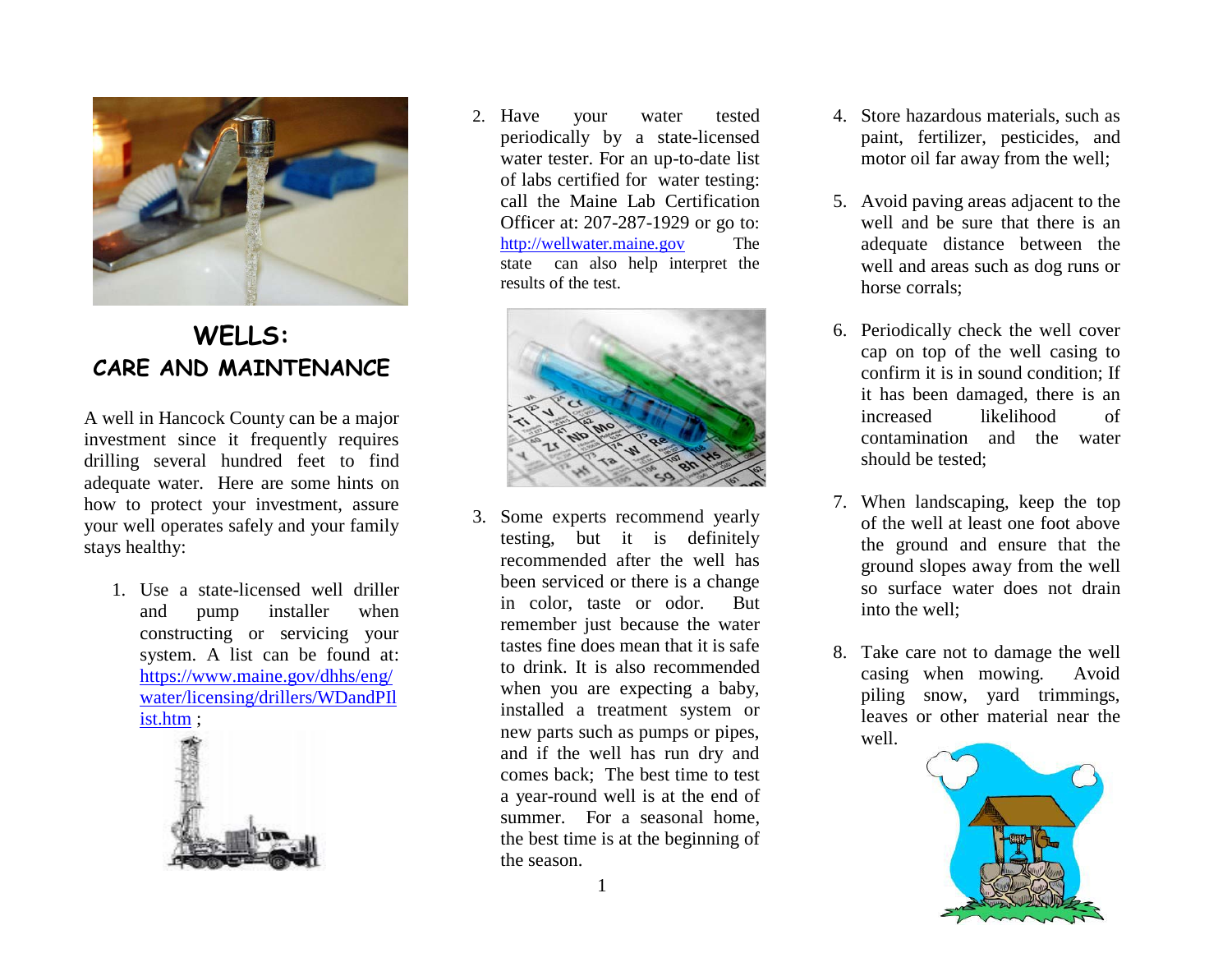# WELLS: CARE AND MAINTENANCE

A well in Hancock County can be a major investment since it frequently requires drilling several hundred feet to find adequate water. Here are some hints on how to protect your investment, assure your well operates safely and your family stays healthy:

1. Use a state-licensed well driller and pump installer when constructing or servicing your system. A list can be found at: https://www.maine.gov/dhhs/eng/water/licensing/drillers/WDandPIlist.htm ;

2. Have your water tested periodically by a state-licensed water tester. For an up-to-date list of labs certified for water testing: call the Maine Lab Certification Officer at: 207-287-1929 or go to: http://wellwater.maine.gov The state can also help interpret the results of the test.

3. Some experts recommend yearly testing, but it is definitely recommended after the well has been serviced or there is a change in color, taste or odor. But remember just because the water tastes fine does mean that it is safe to drink. It is also recommended when you are expecting a baby, installed a treatment system or new parts such as pumps or pipes, and if the well has run dry and comes back; The best time to test a year-round well is at the end of summer. For a seasonal home, the best time is at the beginning of the season.

4. Store hazardous materials, such as paint, fertilizer, pesticides, and motor oil far away from the well;

5. Avoid paving areas adjacent to the well and be sure that there is an adequate distance between the well and areas such as dog runs or horse corrals;

6. Periodically check the well cover cap on top of the well casing to confirm it is in sound condition; If it has been damaged, there is an increased likelihood of contamination and the water should be tested;

7. When landscaping, keep the top of the well at least one foot above the ground and ensure that the ground slopes away from the well so surface water does not drain into the well;

8. Take care not to damage the well casing when mowing. Avoid piling snow, yard trimmings, leaves or other material near the well.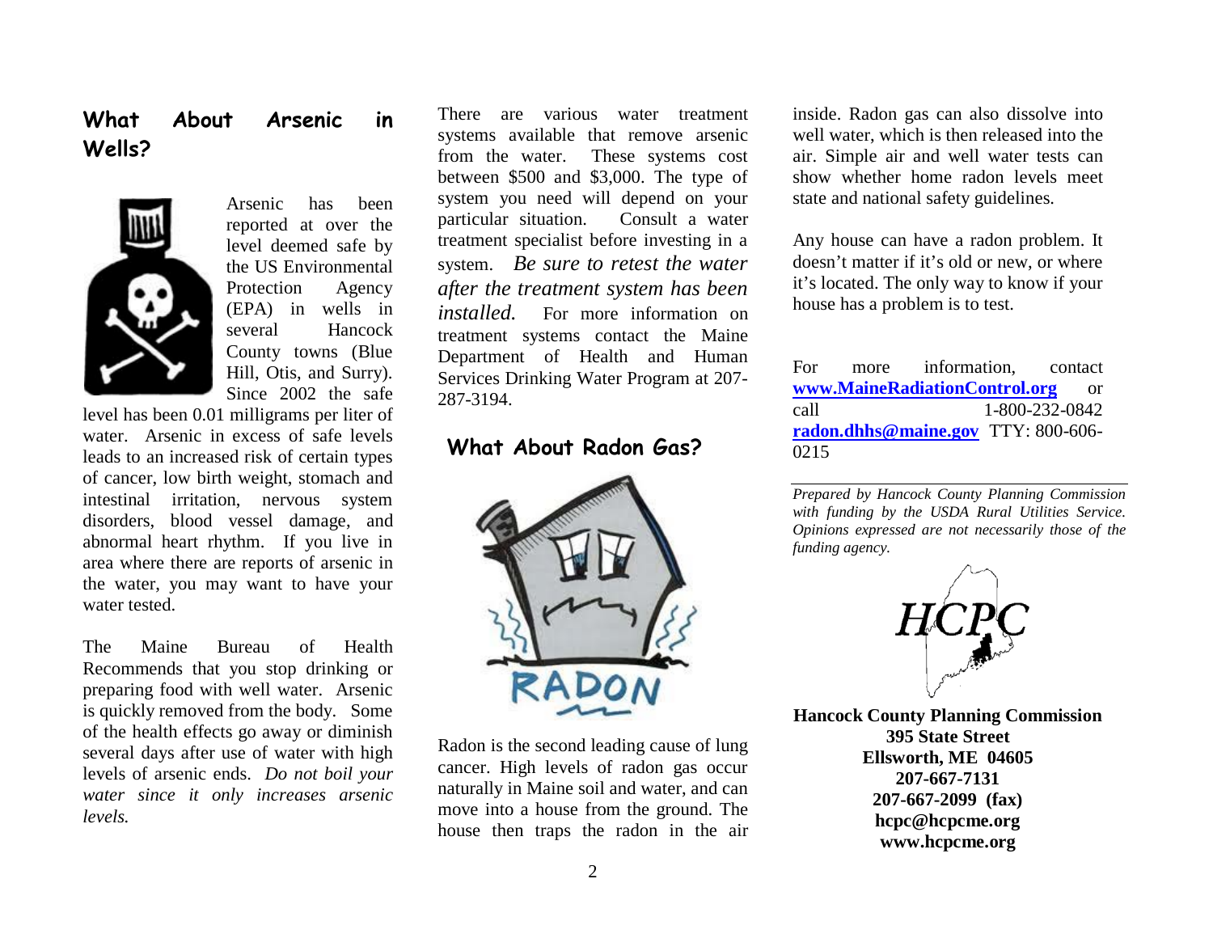## What About Arsenic in Wells?

Arsenic has been reported at over the level deemed safe by the US Environmental Protection Agency (EPA) in wells in several Hancock County towns (Blue Hill, Otis, and Surry). Since 2002 the safe level has been 0.01 milligrams per liter of water. Arsenic in excess of safe levels leads to an increased risk of certain types of cancer, low birth weight, stomach and intestinal irritation, nervous system disorders, blood vessel damage, and abnormal heart rhythm. If you live in area where there are reports of arsenic in the water, you may want to have your water tested.

The Maine Bureau of Health Recommends that you stop drinking or preparing food with well water. Arsenic is quickly removed from the body. Some of the health effects go away or diminish several days after use of water with high levels of arsenic ends. *Do not boil your water since it only increases arsenic levels.*

There are various water treatment systems available that remove arsenic from the water. These systems cost between $500 and $3,000. The type of system you need will depend on your particular situation. Consult a water treatment specialist before investing in a system. *Be sure to retest the water after the treatment system has been installed.* For more information on treatment systems contact the Maine Department of Health and Human Services Drinking Water Program at 207-287-3194.

## What About Radon Gas?

RADON

Radon is the second leading cause of lung cancer. High levels of radon gas occur naturally in Maine soil and water, and can move into a house from the ground. The house then traps the radon in the air inside. Radon gas can also dissolve into well water, which is then released into the air. Simple air and well water tests can show whether home radon levels meet state and national safety guidelines.

Any house can have a radon problem. It doesn't matter if it's old or new, or where it's located. The only way to know if your house has a problem is to test.

For more information, contact **www.MaineRadiationControl.org** or call 1-800-232-0842 **radon.dhhs@maine.gov** TTY: 800-606-0215

*Prepared by Hancock County Planning Commission with funding by the USDA Rural Utilities Service. Opinions expressed are not necessarily those of the funding agency.*

HCPC

**Hancock County Planning Commission**
**395 State Street**
**Ellsworth, ME 04605**
**207-667-7131**
**207-667-2099 (fax)**
**hcpc@hcpcme.org**
**www.hcpcme.org**